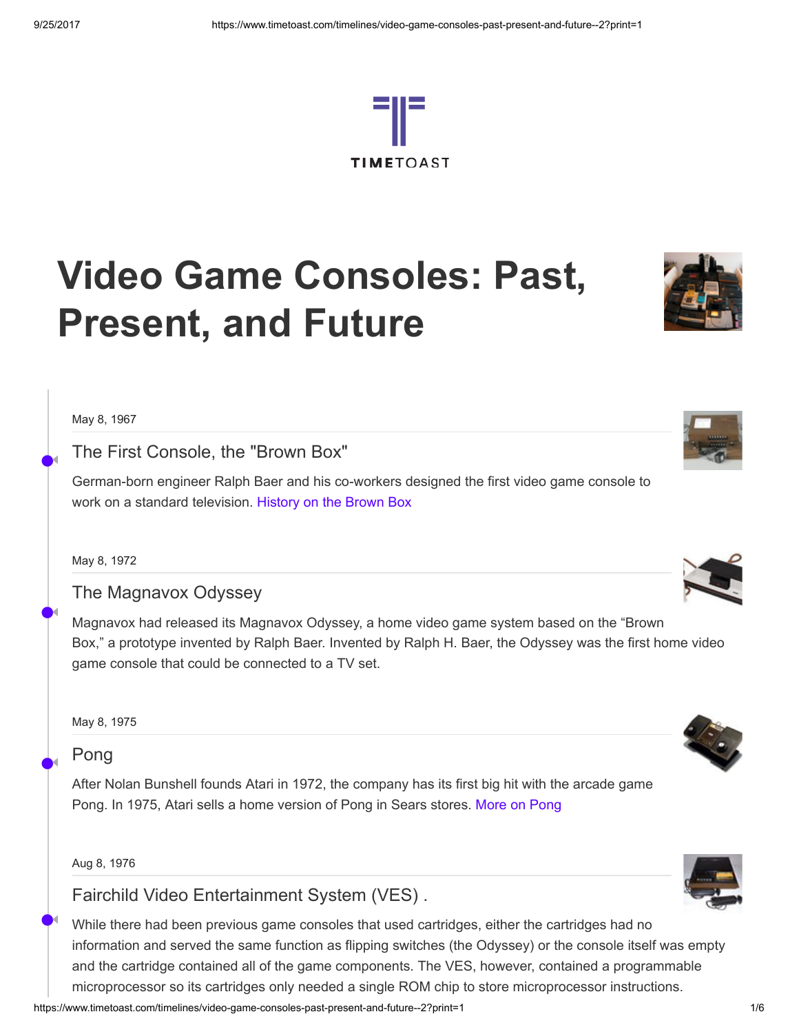# Video Game Consoles: Past, Present, and Future

May 8, 1967

## The First Console, the "Brown Box"

German-born engineer Ralph Baer and his co-workers designed the first video game console to work on a standard television. History on the Brown Box

May 8, 1972

## The Magnavox Odyssey

Magnavox had released its Magnavox Odyssey, a home video game system based on the “Brown Box,” a prototype invented by Ralph Baer. Invented by Ralph H. Baer, the Odyssey was the first home video game console that could be connected to a TV set.

May 8, 1975

## Pong

After Nolan Bunshell founds Atari in 1972, the company has its first big hit with the arcade game Pong. In 1975, Atari sells a home version of Pong in Sears stores. More on Pong

Aug 8, 1976

## Fairchild Video Entertainment System (VES) .

While there had been previous game consoles that used cartridges, either the cartridges had no information and served the same function as flipping switches (the Odyssey) or the console itself was empty and the cartridge contained all of the game components. The VES, however, contained a programmable microprocessor so its cartridges only needed a single ROM chip to store microprocessor instructions.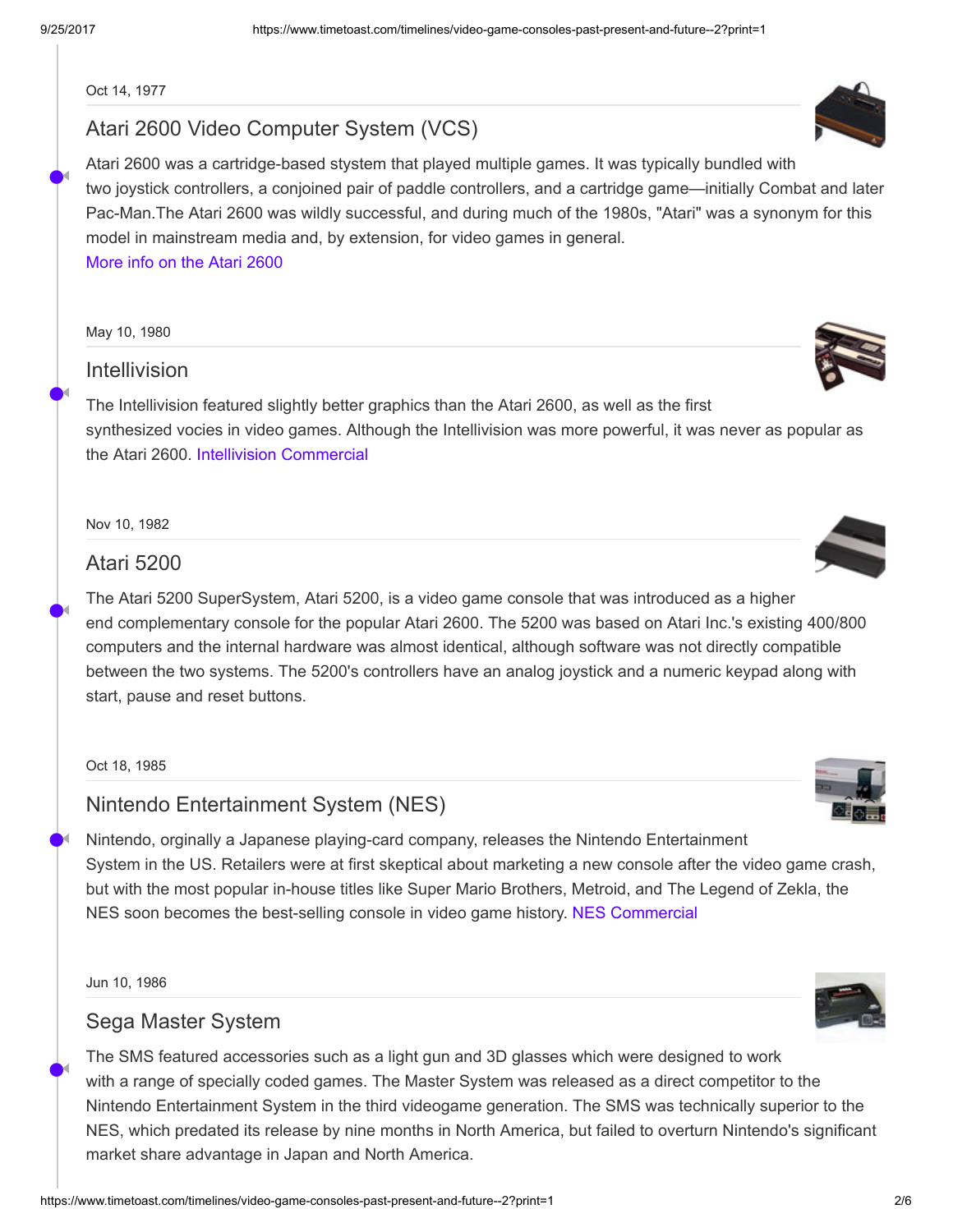Oct 14, 1977

## Atari 2600 Video Computer System (VCS)

Atari 2600 was a cartridge-based stystem that played multiple games. It was typically bundled with two joystick controllers, a conjoined pair of paddle controllers, and a cartridge game—initially Combat and later Pac-Man.The Atari 2600 was wildly successful, and during much of the 1980s, "Atari" was a synonym for this model in mainstream media and, by extension, for video games in general.

More info on the Atari 2600

May 10, 1980

## Intellivision

The Intellivision featured slightly better graphics than the Atari 2600, as well as the first synthesized vocies in video games. Although the Intellivision was more powerful, it was never as popular as the Atari 2600. Intellivision Commercial

Nov 10, 1982

## Atari 5200

The Atari 5200 SuperSystem, Atari 5200, is a video game console that was introduced as a higher end complementary console for the popular Atari 2600. The 5200 was based on Atari Inc.'s existing 400/800 computers and the internal hardware was almost identical, although software was not directly compatible between the two systems. The 5200's controllers have an analog joystick and a numeric keypad along with start, pause and reset buttons.

Oct 18, 1985

## Nintendo Entertainment System (NES)

Nintendo, orginally a Japanese playing-card company, releases the Nintendo Entertainment System in the US. Retailers were at first skeptical about marketing a new console after the video game crash, but with the most popular in-house titles like Super Mario Brothers, Metroid, and The Legend of Zekla, the NES soon becomes the best-selling console in video game history. NES Commercial

Jun 10, 1986

## Sega Master System

The SMS featured accessories such as a light gun and 3D glasses which were designed to work with a range of specially coded games. The Master System was released as a direct competitor to the Nintendo Entertainment System in the third videogame generation. The SMS was technically superior to the NES, which predated its release by nine months in North America, but failed to overturn Nintendo's significant market share advantage in Japan and North America.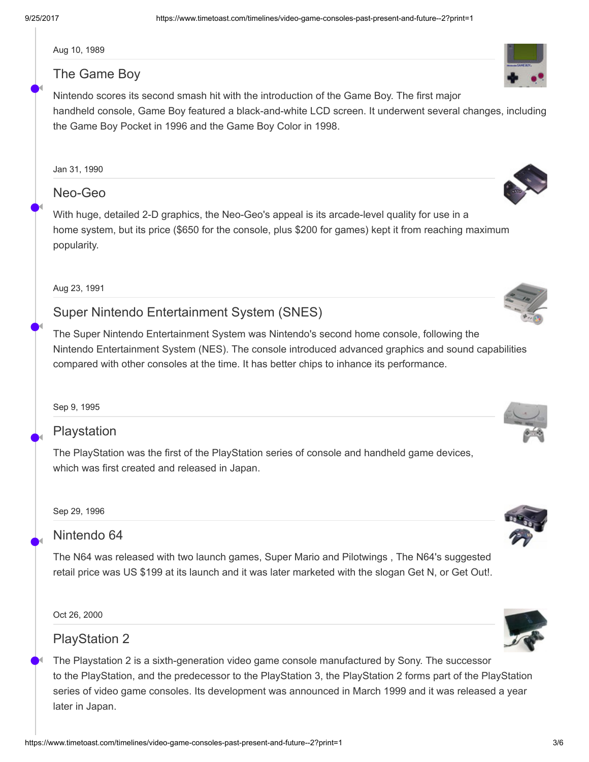Aug 10, 1989

## The Game Boy

Nintendo scores its second smash hit with the introduction of the Game Boy. The first major handheld console, Game Boy featured a black-and-white LCD screen. It underwent several changes, including the Game Boy Pocket in 1996 and the Game Boy Color in 1998.

Jan 31, 1990

## Neo-Geo

With huge, detailed 2-D graphics, the Neo-Geo's appeal is its arcade-level quality for use in a home system, but its price ($650 for the console, plus $200 for games) kept it from reaching maximum popularity.

Aug 23, 1991

## Super Nintendo Entertainment System (SNES)

The Super Nintendo Entertainment System was Nintendo's second home console, following the Nintendo Entertainment System (NES). The console introduced advanced graphics and sound capabilities compared with other consoles at the time. It has better chips to inhance its performance.

Sep 9, 1995

## Playstation

The PlayStation was the first of the PlayStation series of console and handheld game devices, which was first created and released in Japan.

Sep 29, 1996

## Nintendo 64

The N64 was released with two launch games, Super Mario and Pilotwings , The N64's suggested retail price was US $199 at its launch and it was later marketed with the slogan Get N, or Get Out!.

Oct 26, 2000

## PlayStation 2

The Playstation 2 is a sixth-generation video game console manufactured by Sony. The successor to the PlayStation, and the predecessor to the PlayStation 3, the PlayStation 2 forms part of the PlayStation series of video game consoles. Its development was announced in March 1999 and it was released a year later in Japan.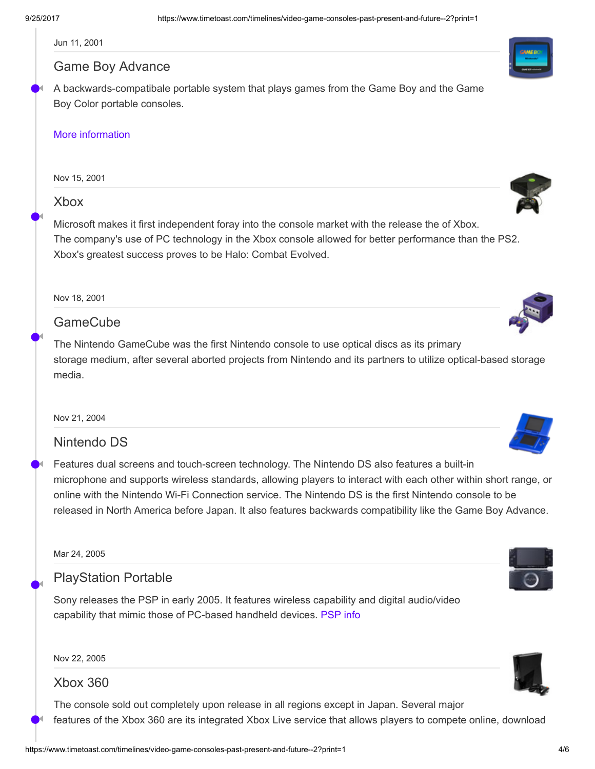Jun 11, 2001

## Game Boy Advance

A backwards-compatibale portable system that plays games from the Game Boy and the Game Boy Color portable consoles.

More information

Nov 15, 2001

## Xbox

Microsoft makes it first independent foray into the console market with the release the of Xbox. The company's use of PC technology in the Xbox console allowed for better performance than the PS2. Xbox's greatest success proves to be Halo: Combat Evolved.

Nov 18, 2001

## GameCube

The Nintendo GameCube was the first Nintendo console to use optical discs as its primary storage medium, after several aborted projects from Nintendo and its partners to utilize optical-based storage media.

Nov 21, 2004

## Nintendo DS

Features dual screens and touch-screen technology. The Nintendo DS also features a built-in microphone and supports wireless standards, allowing players to interact with each other within short range, or online with the Nintendo Wi-Fi Connection service. The Nintendo DS is the first Nintendo console to be released in North America before Japan. It also features backwards compatibility like the Game Boy Advance.

Mar 24, 2005

## PlayStation Portable

Sony releases the PSP in early 2005. It features wireless capability and digital audio/video capability that mimic those of PC-based handheld devices. PSP info

Nov 22, 2005

## Xbox 360

The console sold out completely upon release in all regions except in Japan. Several major features of the Xbox 360 are its integrated Xbox Live service that allows players to compete online, download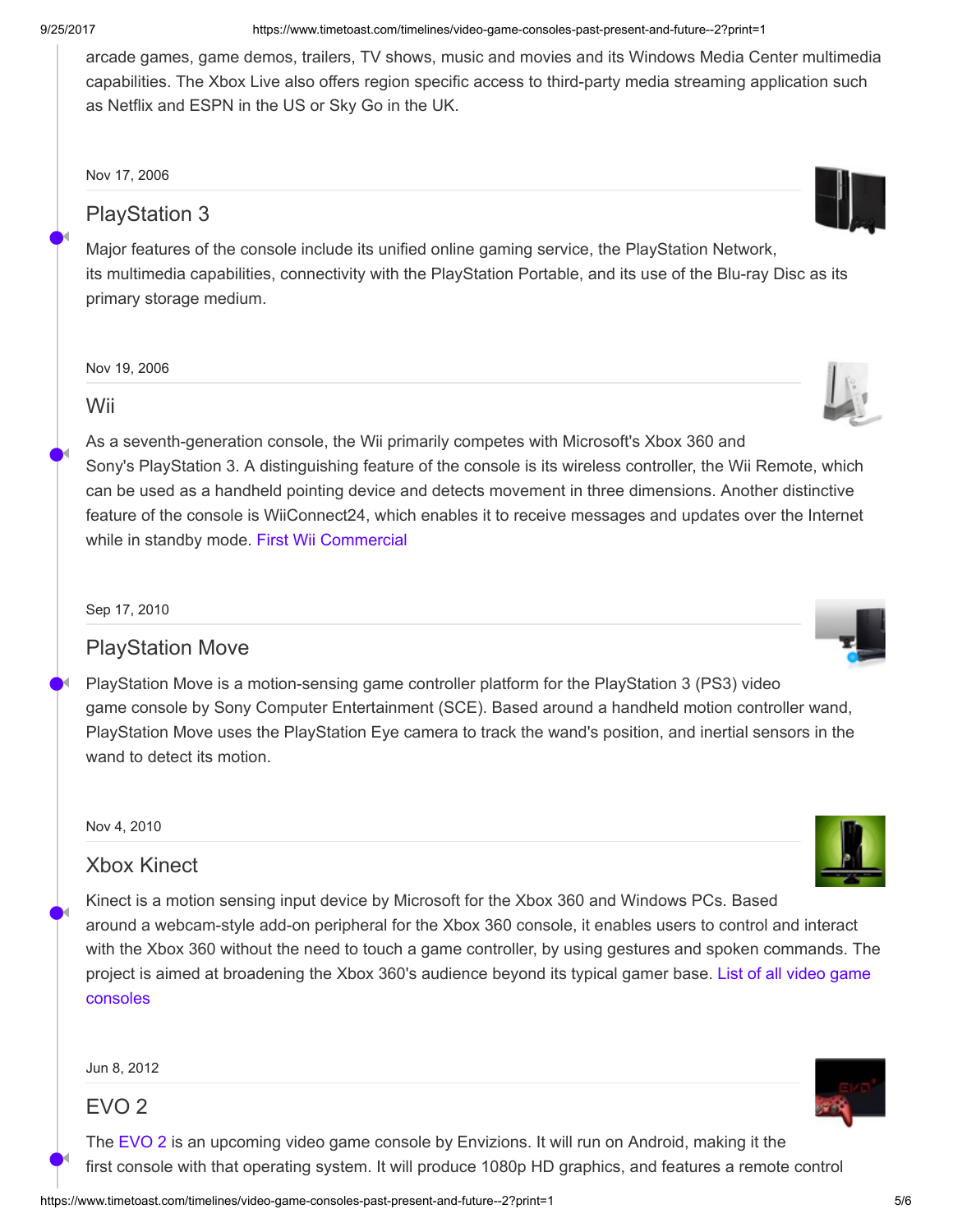arcade games, game demos, trailers, TV shows, music and movies and its Windows Media Center multimedia capabilities. The Xbox Live also offers region specific access to third-party media streaming application such as Netflix and ESPN in the US or Sky Go in the UK.

Nov 17, 2006

## PlayStation 3

Major features of the console include its unified online gaming service, the PlayStation Network, its multimedia capabilities, connectivity with the PlayStation Portable, and its use of the Blu-ray Disc as its primary storage medium.

Nov 19, 2006

## Wii

As a seventh-generation console, the Wii primarily competes with Microsoft's Xbox 360 and Sony's PlayStation 3. A distinguishing feature of the console is its wireless controller, the Wii Remote, which can be used as a handheld pointing device and detects movement in three dimensions. Another distinctive feature of the console is WiiConnect24, which enables it to receive messages and updates over the Internet while in standby mode. First Wii Commercial

Sep 17, 2010

## PlayStation Move

PlayStation Move is a motion-sensing game controller platform for the PlayStation 3 (PS3) video game console by Sony Computer Entertainment (SCE). Based around a handheld motion controller wand, PlayStation Move uses the PlayStation Eye camera to track the wand's position, and inertial sensors in the wand to detect its motion.

Nov 4, 2010

## Xbox Kinect

Kinect is a motion sensing input device by Microsoft for the Xbox 360 and Windows PCs. Based around a webcam-style add-on peripheral for the Xbox 360 console, it enables users to control and interact with the Xbox 360 without the need to touch a game controller, by using gestures and spoken commands. The project is aimed at broadening the Xbox 360's audience beyond its typical gamer base. List of all video game consoles

Jun 8, 2012

## EVO 2

The EVO 2 is an upcoming video game console by Envizions. It will run on Android, making it the first console with that operating system. It will produce 1080p HD graphics, and features a remote control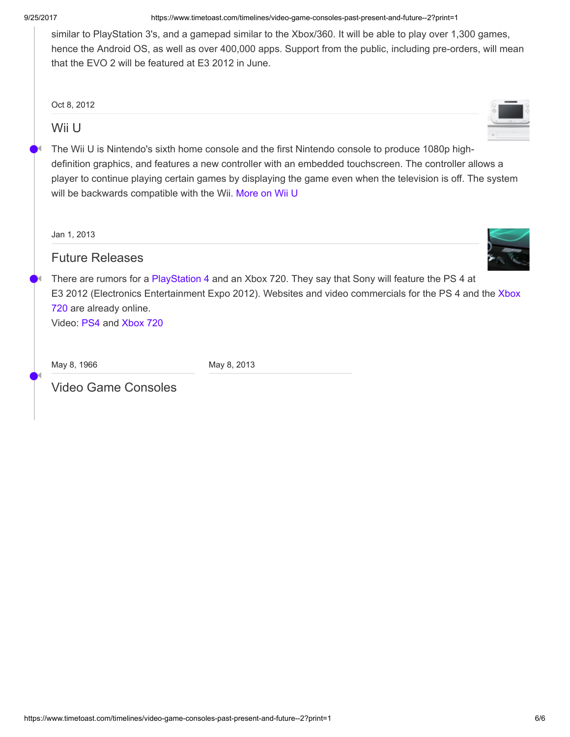similar to PlayStation 3's, and a gamepad similar to the Xbox/360. It will be able to play over 1,300 games, hence the Android OS, as well as over 400,000 apps. Support from the public, including pre-orders, will mean that the EVO 2 will be featured at E3 2012 in June.

Oct 8, 2012

## Wii U

The Wii U is Nintendo's sixth home console and the first Nintendo console to produce 1080p high-definition graphics, and features a new controller with an embedded touchscreen. The controller allows a player to continue playing certain games by displaying the game even when the television is off. The system will be backwards compatible with the Wii. More on Wii U

Jan 1, 2013

## Future Releases

There are rumors for a PlayStation 4 and an Xbox 720. They say that Sony will feature the PS 4 at E3 2012 (Electronics Entertainment Expo 2012). Websites and video commercials for the PS 4 and the Xbox 720 are already online.
Video: PS4 and Xbox 720

May 8, 1966 May 8, 2013

## Video Game Consoles